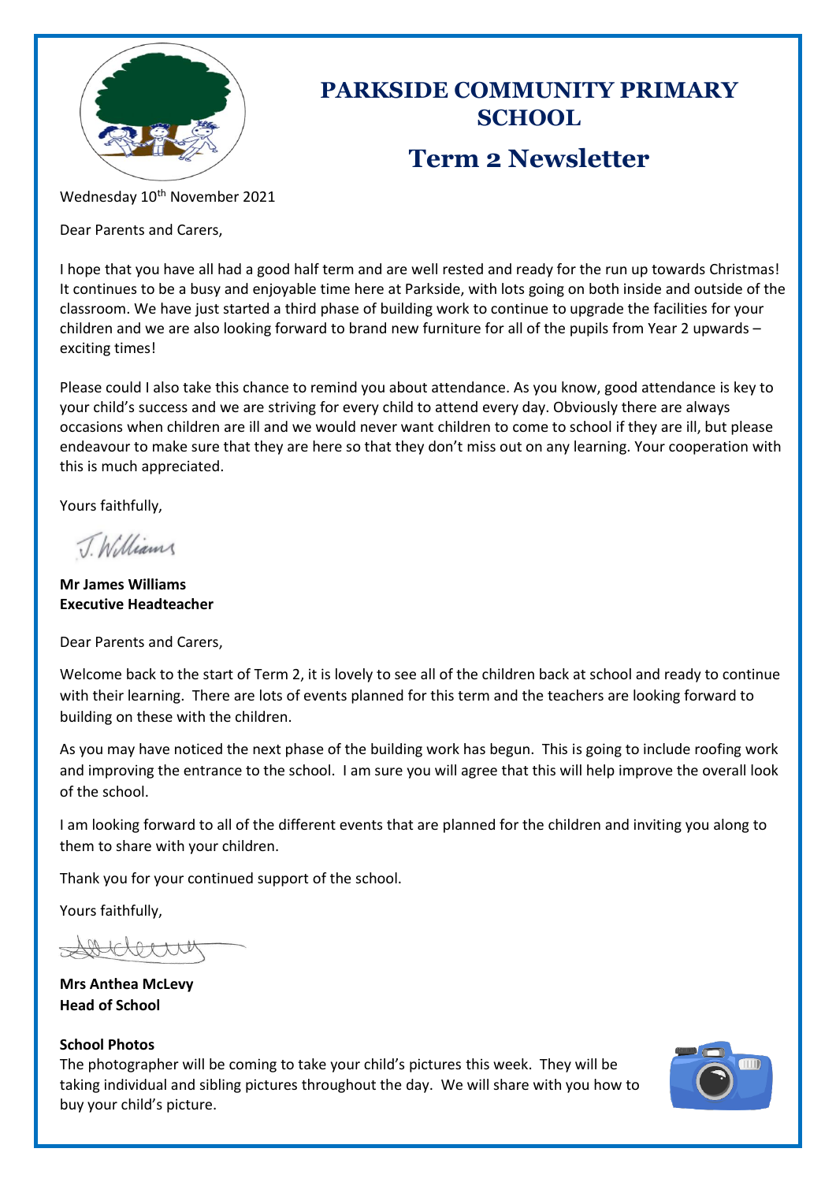# PARKSIDE COMMUNITY PRIMARY SCHOOL

## Term 2 Newsletter

Wednesday 10th November 2021

Dear Parents and Carers,

I hope that you have all had a good half term and are well rested and ready for the run up towards Christmas! It continues to be a busy and enjoyable time here at Parkside, with lots going on both inside and outside of the classroom. We have just started a third phase of building work to continue to upgrade the facilities for your children and we are also looking forward to brand new furniture for all of the pupils from Year 2 upwards – exciting times!

Please could I also take this chance to remind you about attendance. As you know, good attendance is key to your child's success and we are striving for every child to attend every day. Obviously there are always occasions when children are ill and we would never want children to come to school if they are ill, but please endeavour to make sure that they are here so that they don't miss out on any learning. Your cooperation with this is much appreciated.

Yours faithfully,

J. Williams

**Mr James Williams**
**Executive Headteacher**

Dear Parents and Carers,

Welcome back to the start of Term 2, it is lovely to see all of the children back at school and ready to continue with their learning. There are lots of events planned for this term and the teachers are looking forward to building on these with the children.

As you may have noticed the next phase of the building work has begun. This is going to include roofing work and improving the entrance to the school. I am sure you will agree that this will help improve the overall look of the school.

I am looking forward to all of the different events that are planned for the children and inviting you along to them to share with your children.

Thank you for your continued support of the school.

Yours faithfully,

**Mrs Anthea McLevy**
**Head of School**

**School Photos**
The photographer will be coming to take your child's pictures this week. They will be taking individual and sibling pictures throughout the day. We will share with you how to buy your child's picture.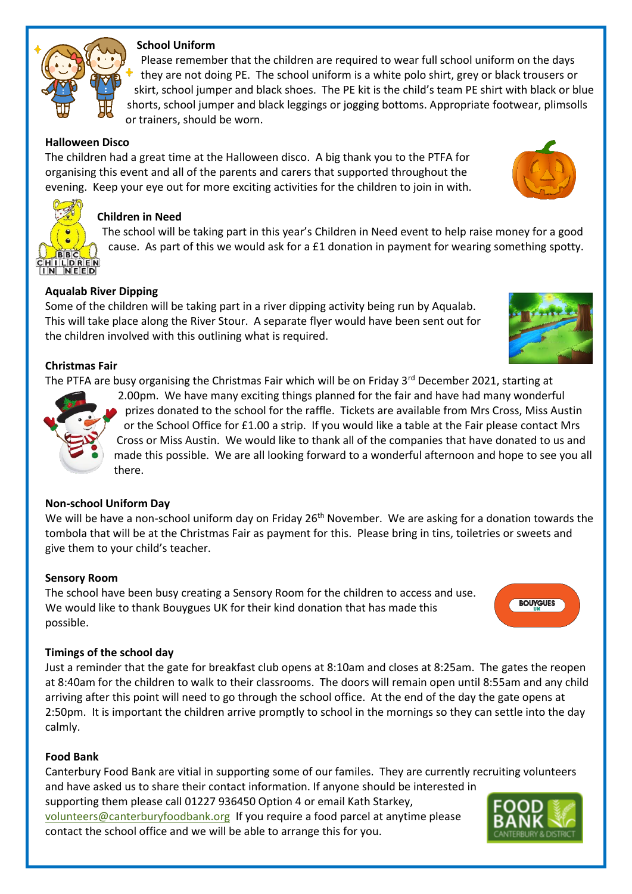**School Uniform**

Please remember that the children are required to wear full school uniform on the days they are not doing PE. The school uniform is a white polo shirt, grey or black trousers or skirt, school jumper and black shoes. The PE kit is the child's team PE shirt with black or blue shorts, school jumper and black leggings or jogging bottoms. Appropriate footwear, plimsolls or trainers, should be worn.

**Halloween Disco**

The children had a great time at the Halloween disco. A big thank you to the PTFA for organising this event and all of the parents and carers that supported throughout the evening. Keep your eye out for more exciting activities for the children to join in with.

**Children in Need**

The school will be taking part in this year's Children in Need event to help raise money for a good cause. As part of this we would ask for a £1 donation in payment for wearing something spotty.

**Aqualab River Dipping**

Some of the children will be taking part in a river dipping activity being run by Aqualab. This will take place along the River Stour. A separate flyer would have been sent out for the children involved with this outlining what is required.

**Christmas Fair**

The PTFA are busy organising the Christmas Fair which will be on Friday 3rd December 2021, starting at 2.00pm. We have many exciting things planned for the fair and have had many wonderful prizes donated to the school for the raffle. Tickets are available from Mrs Cross, Miss Austin or the School Office for £1.00 a strip. If you would like a table at the Fair please contact Mrs Cross or Miss Austin. We would like to thank all of the companies that have donated to us and made this possible. We are all looking forward to a wonderful afternoon and hope to see you all there.

**Non-school Uniform Day**

We will be have a non-school uniform day on Friday 26th November. We are asking for a donation towards the tombola that will be at the Christmas Fair as payment for this. Please bring in tins, toiletries or sweets and give them to your child's teacher.

**Sensory Room**

The school have been busy creating a Sensory Room for the children to access and use. We would like to thank Bouygues UK for their kind donation that has made this possible.

**Timings of the school day**

Just a reminder that the gate for breakfast club opens at 8:10am and closes at 8:25am. The gates the reopen at 8:40am for the children to walk to their classrooms. The doors will remain open until 8:55am and any child arriving after this point will need to go through the school office. At the end of the day the gate opens at 2:50pm. It is important the children arrive promptly to school in the mornings so they can settle into the day calmly.

**Food Bank**

Canterbury Food Bank are vital in supporting some of our familes. They are currently recruiting volunteers and have asked us to share their contact information. If anyone should be interested in supporting them please call 01227 936450 Option 4 or email Kath Starkey, volunteers@canterburyfoodbank.org If you require a food parcel at anytime please contact the school office and we will be able to arrange this for you.